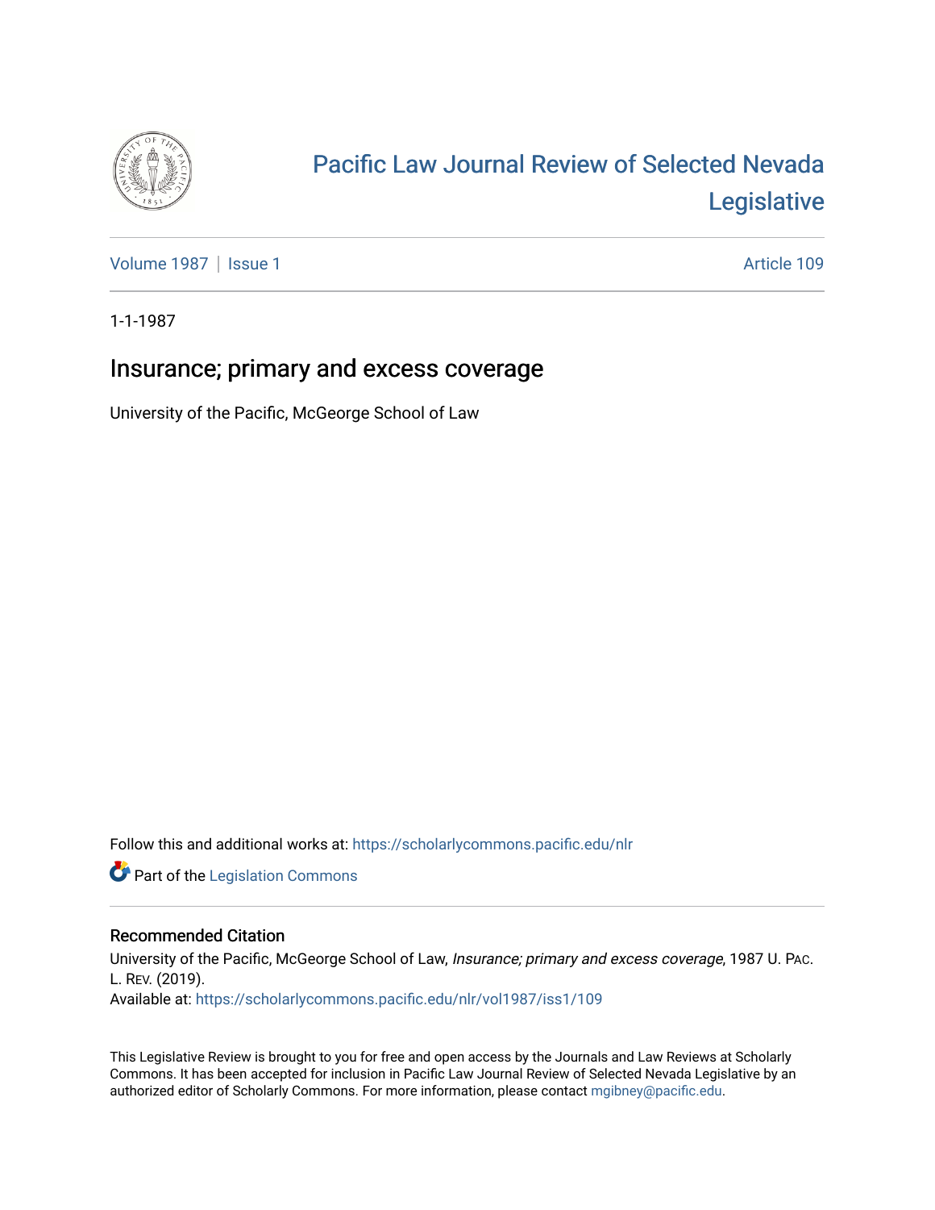# Pacific Law Journal Review of Selected Nevada Legislative

Volume 1987 | Issue 1 Article 109

1-1-1987

## Insurance; primary and excess coverage

University of the Pacific, McGeorge School of Law

Follow this and additional works at: https://scholarlycommons.pacific.edu/nlr

Part of the Legislation Commons

### Recommended Citation

University of the Pacific, McGeorge School of Law, *Insurance; primary and excess coverage*, 1987 U. PAC. L. REV. (2019).
Available at: https://scholarlycommons.pacific.edu/nlr/vol1987/iss1/109

This Legislative Review is brought to you for free and open access by the Journals and Law Reviews at Scholarly Commons. It has been accepted for inclusion in Pacific Law Journal Review of Selected Nevada Legislative by an authorized editor of Scholarly Commons. For more information, please contact mgibney@pacific.edu.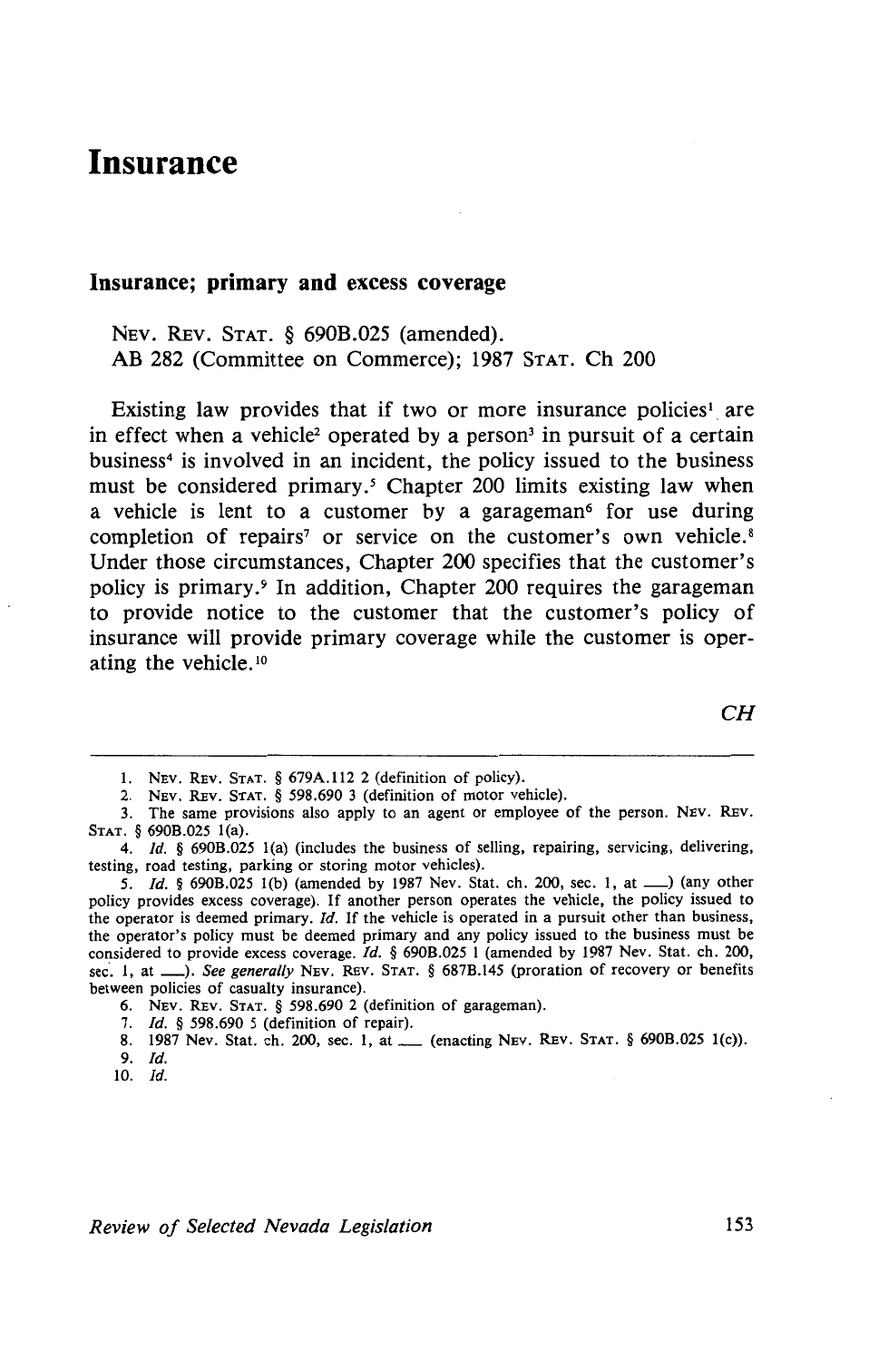# Insurance

## Insurance; primary and excess coverage

NEV. REV. STAT. § 690B.025 (amended).
AB 282 (Committee on Commerce); 1987 STAT. Ch 200

Existing law provides that if two or more insurance policies[1] are in effect when a vehicle[2] operated by a person[3] in pursuit of a certain business[4] is involved in an incident, the policy issued to the business must be considered primary.[5] Chapter 200 limits existing law when a vehicle is lent to a customer by a garageman[6] for use during completion of repairs[7] or service on the customer's own vehicle.[8] Under those circumstances, Chapter 200 specifies that the customer's policy is primary.[9] In addition, Chapter 200 requires the garageman to provide notice to the customer that the customer's policy of insurance will provide primary coverage while the customer is operating the vehicle.[10]

*CH*

---

1. NEV. REV. STAT. § 679A.112 2 (definition of policy).
2. NEV. REV. STAT. § 598.690 3 (definition of motor vehicle).
3. The same provisions also apply to an agent or employee of the person. NEV. REV. STAT. § 690B.025 1(a).
4. *Id.* § 690B.025 1(a) (includes the business of selling, repairing, servicing, delivering, testing, road testing, parking or storing motor vehicles).
5. *Id.* § 690B.025 1(b) (amended by 1987 Nev. Stat. ch. 200, sec. 1, at ___) (any other policy provides excess coverage). If another person operates the vehicle, the policy issued to the operator is deemed primary. *Id.* If the vehicle is operated in a pursuit other than business, the operator's policy must be deemed primary and any policy issued to the business must be considered to provide excess coverage. *Id.* § 690B.025 1 (amended by 1987 Nev. Stat. ch. 200, sec. 1, at ___). *See generally* NEV. REV. STAT. § 687B.145 (proration of recovery or benefits between policies of casualty insurance).
6. NEV. REV. STAT. § 598.690 2 (definition of garageman).
7. *Id.* § 598.690 5 (definition of repair).
8. 1987 Nev. Stat. ch. 200, sec. 1, at ___ (enacting NEV. REV. STAT. § 690B.025 1(c)).
9. *Id.*
10. *Id.*